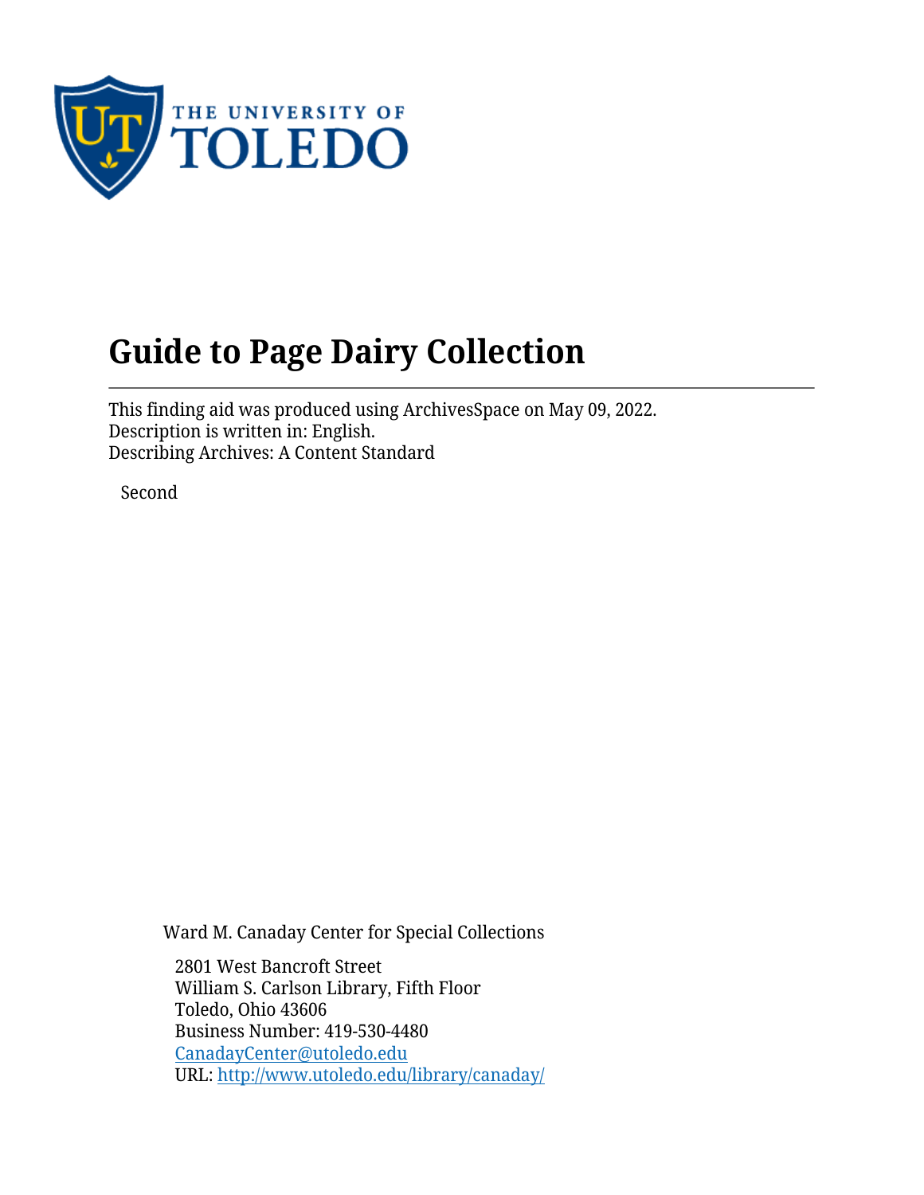THE UNIVERSITY OF TOLEDO

# Guide to Page Dairy Collection

This finding aid was produced using ArchivesSpace on May 09, 2022.
Description is written in: English.
Describing Archives: A Content Standard

Second

Ward M. Canaday Center for Special Collections

2801 West Bancroft Street
William S. Carlson Library, Fifth Floor
Toledo, Ohio 43606
Business Number: 419-530-4480
[CanadayCenter@utoledo.edu](mailto:CanadayCenter@utoledo.edu)
URL: [http://www.utoledo.edu/library/canaday/](http://www.utoledo.edu/library/canaday/)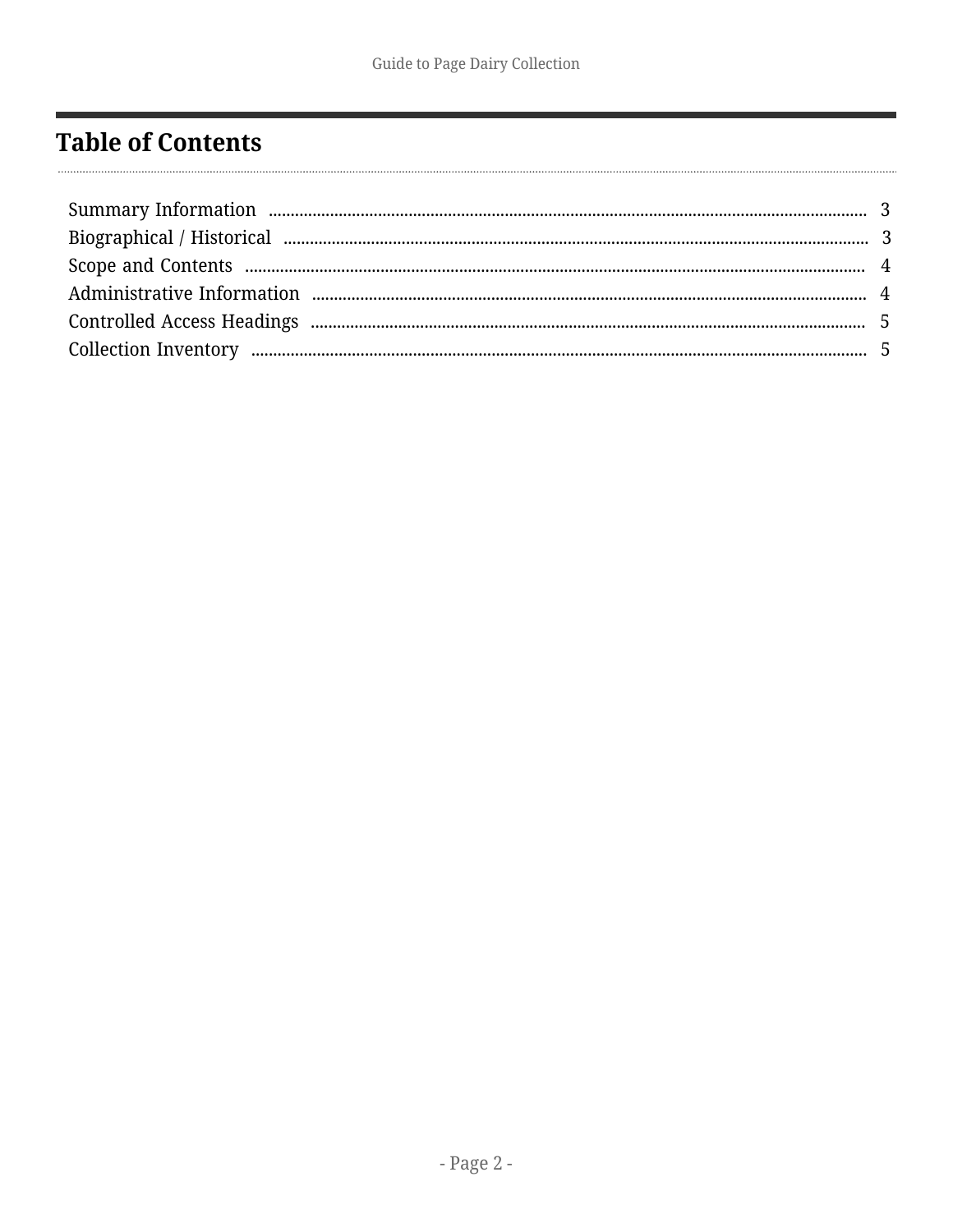# Table of Contents

Summary Information ........ 3
Biographical / Historical ........ 3
Scope and Contents ........ 4
Administrative Information ........ 4
Controlled Access Headings ........ 5
Collection Inventory ........ 5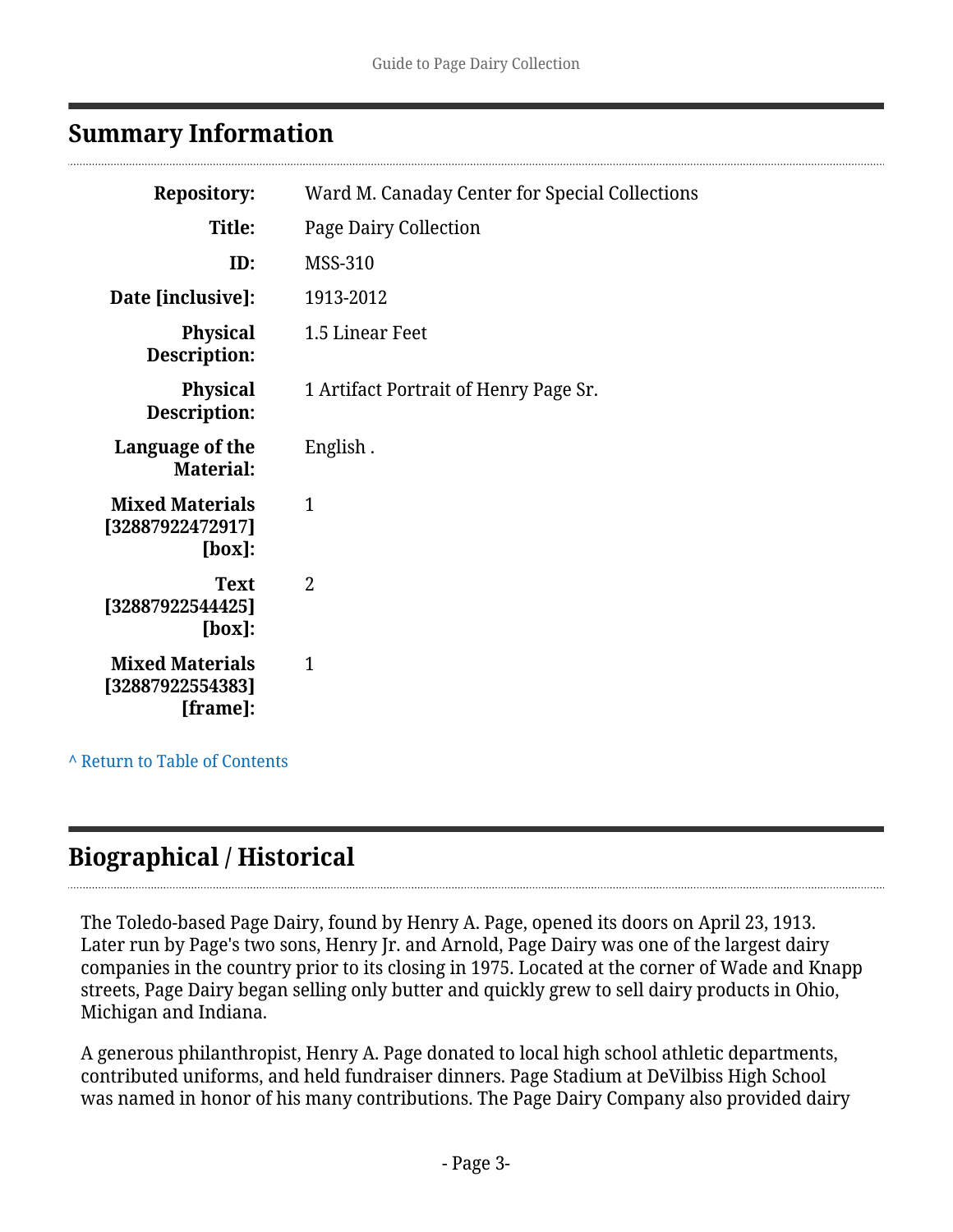## Summary Information

| | |
|---|---|
| **Repository:** | Ward M. Canaday Center for Special Collections |
| **Title:** | Page Dairy Collection |
| **ID:** | MSS-310 |
| **Date [inclusive]:** | 1913-2012 |
| **Physical Description:** | 1.5 Linear Feet |
| **Physical Description:** | 1 Artifact Portrait of Henry Page Sr. |
| **Language of the Material:** | English . |
| **Mixed Materials [32887922472917] [box]:** | 1 |
| **Text [32887922544425] [box]:** | 2 |
| **Mixed Materials [32887922554383] [frame]:** | 1 |

^ Return to Table of Contents

## Biographical / Historical

The Toledo-based Page Dairy, found by Henry A. Page, opened its doors on April 23, 1913. Later run by Page's two sons, Henry Jr. and Arnold, Page Dairy was one of the largest dairy companies in the country prior to its closing in 1975. Located at the corner of Wade and Knapp streets, Page Dairy began selling only butter and quickly grew to sell dairy products in Ohio, Michigan and Indiana.

A generous philanthropist, Henry A. Page donated to local high school athletic departments, contributed uniforms, and held fundraiser dinners. Page Stadium at DeVilbiss High School was named in honor of his many contributions. The Page Dairy Company also provided dairy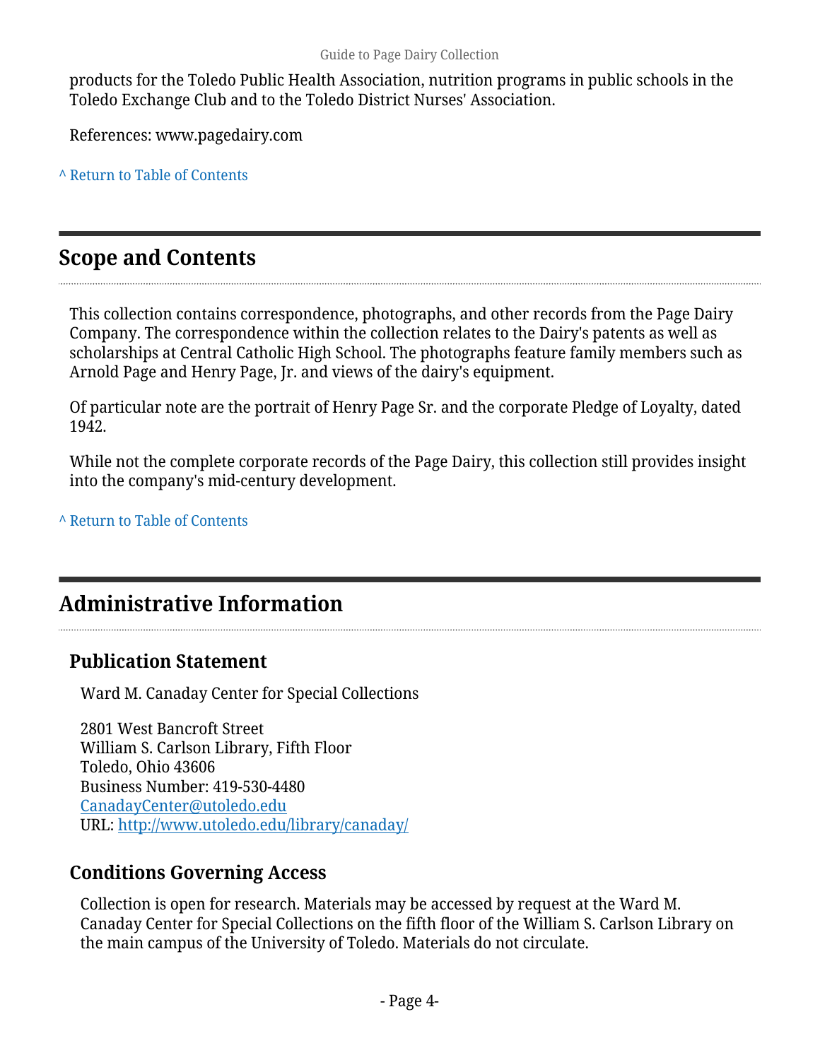products for the Toledo Public Health Association, nutrition programs in public schools in the Toledo Exchange Club and to the Toledo District Nurses' Association.

References: www.pagedairy.com

^ Return to Table of Contents

## Scope and Contents

This collection contains correspondence, photographs, and other records from the Page Dairy Company. The correspondence within the collection relates to the Dairy's patents as well as scholarships at Central Catholic High School. The photographs feature family members such as Arnold Page and Henry Page, Jr. and views of the dairy's equipment.

Of particular note are the portrait of Henry Page Sr. and the corporate Pledge of Loyalty, dated 1942.

While not the complete corporate records of the Page Dairy, this collection still provides insight into the company's mid-century development.

^ Return to Table of Contents

## Administrative Information

### Publication Statement

Ward M. Canaday Center for Special Collections

2801 West Bancroft Street
William S. Carlson Library, Fifth Floor
Toledo, Ohio 43606
Business Number: 419-530-4480
CanadayCenter@utoledo.edu
URL: http://www.utoledo.edu/library/canaday/

### Conditions Governing Access

Collection is open for research. Materials may be accessed by request at the Ward M. Canaday Center for Special Collections on the fifth floor of the William S. Carlson Library on the main campus of the University of Toledo. Materials do not circulate.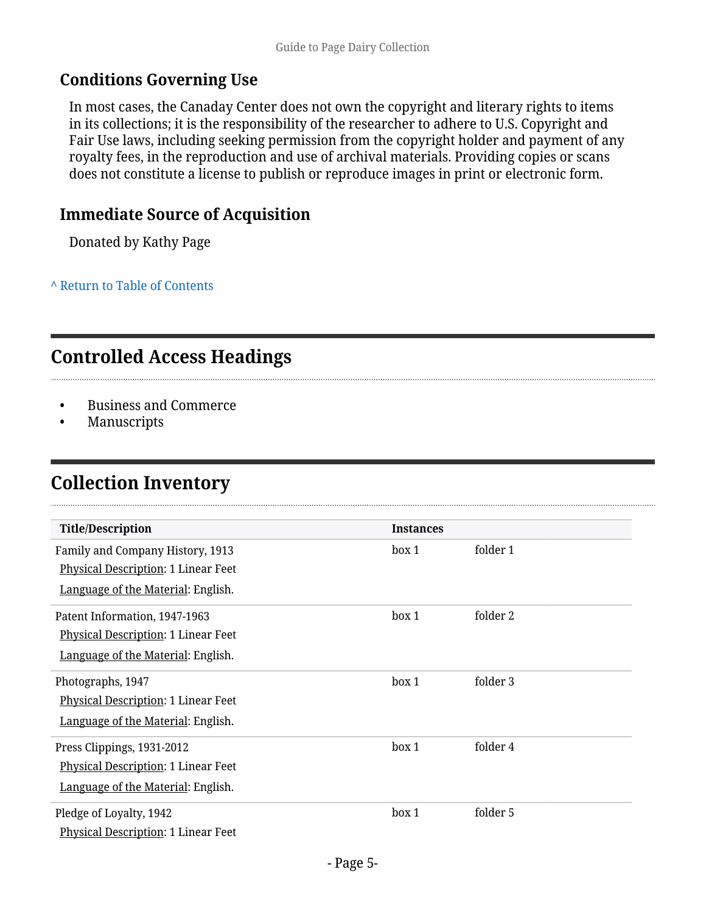## Conditions Governing Use

In most cases, the Canaday Center does not own the copyright and literary rights to items in its collections; it is the responsibility of the researcher to adhere to U.S. Copyright and Fair Use laws, including seeking permission from the copyright holder and payment of any royalty fees, in the reproduction and use of archival materials. Providing copies or scans does not constitute a license to publish or reproduce images in print or electronic form.

## Immediate Source of Acquisition

Donated by Kathy Page

^ Return to Table of Contents

# Controlled Access Headings

- Business and Commerce
- Manuscripts

# Collection Inventory

| Title/Description | Instances | |
|---|---|---|
| Family and Company History, 1913<br>Physical Description: 1 Linear Feet<br>Language of the Material: English. | box 1 | folder 1 |
| Patent Information, 1947-1963<br>Physical Description: 1 Linear Feet<br>Language of the Material: English. | box 1 | folder 2 |
| Photographs, 1947<br>Physical Description: 1 Linear Feet<br>Language of the Material: English. | box 1 | folder 3 |
| Press Clippings, 1931-2012<br>Physical Description: 1 Linear Feet<br>Language of the Material: English. | box 1 | folder 4 |
| Pledge of Loyalty, 1942<br>Physical Description: 1 Linear Feet | box 1 | folder 5 |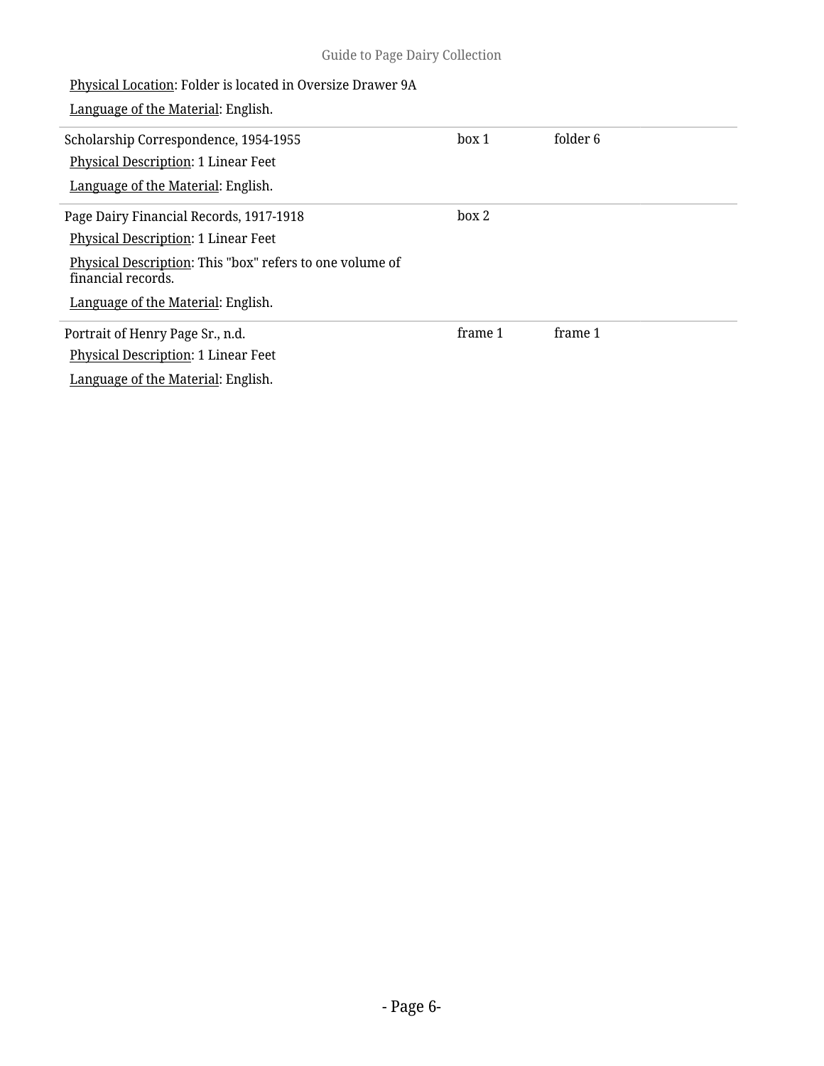Physical Location: Folder is located in Oversize Drawer 9A

Language of the Material: English.

| | | |
|---|---|---|
| Scholarship Correspondence, 1954-1955<br>Physical Description: 1 Linear Feet<br>Language of the Material: English. | box 1 | folder 6 |
| Page Dairy Financial Records, 1917-1918<br>Physical Description: 1 Linear Feet<br>Physical Description: This "box" refers to one volume of financial records.<br>Language of the Material: English. | box 2 | |
| Portrait of Henry Page Sr., n.d.<br>Physical Description: 1 Linear Feet<br>Language of the Material: English. | frame 1 | frame 1 |